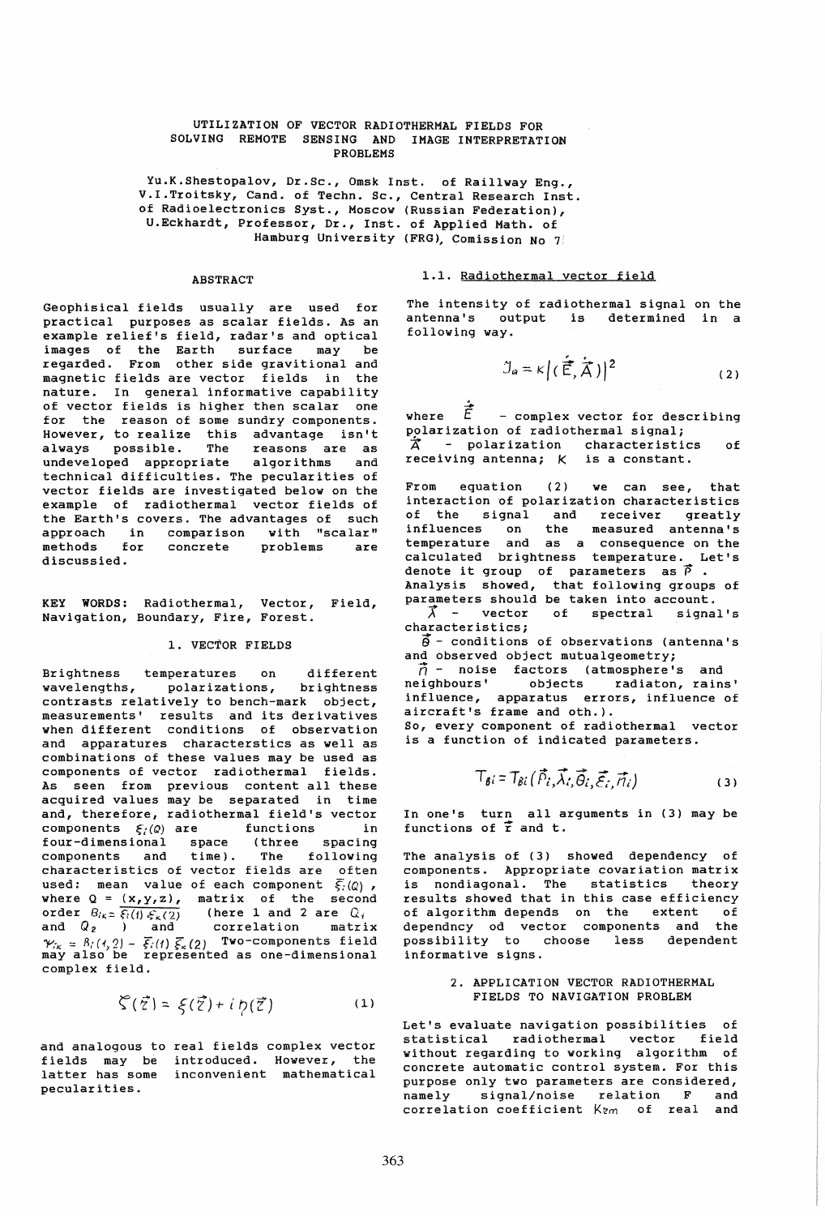# UTILIZATION OF VECTOR RADIOTHERMAL FIELDS FOR SOLVING REMOTE SENSING AND IMAGE INTERPRETATION PROBLEMS

Yu.K.Shestopalov, Dr.Sc., Omsk Inst. of Raillway Eng.,
V.I.Troitsky, Cand. of Techn. Sc., Central Research Inst. of Radioelectronics Syst., Moscow (Russian Federation),
U.Eckhardt, Professor, Dr., Inst. of Applied Math. of Hamburg University (FRG), Comission No 7

## ABSTRACT

Geophisical fields usually are used for practical purposes as scalar fields. As an example relief's field, radar's and optical images of the Earth surface may be regarded. From other side gravitional and magnetic fields are vector fields in the nature. In general informative capability of vector fields is higher then scalar one for the reason of some sundry components. However, to realize this advantage isn't always possible. The reasons are as undeveloped appropriate algorithms and technical difficulties. The pecularities of vector fields are investigated below on the example of radiothermal vector fields of the Earth's covers. The advantages of such approach in comparison with "scalar" methods for concrete problems are discussed.

KEY WORDS: Radiothermal, Vector, Field, Navigation, Boundary, Fire, Forest.

## 1. VECTOR FIELDS

Brightness temperatures on different wavelengths, polarizations, brightness contrasts relatively to bench-mark object, measurements' results and its derivatives when different conditions of observation and apparatuses characterstics as well as combinations of these values may be used as components of vector radiothermal fields. As seen from previous content all these acquired values may be separated in time and, therefore, radiothermal field's vector components $\xi_i(Q)$ are functions in four-dimensional space (three spacing components and time). The following characteristics of vector fields are often used: mean value of each component $\overline{\xi_i}(Q)$, where $Q = (x,y,z)$, matrix of the second order $B_{ik} = \overline{\xi_i(1)\,\xi_k(2)}$ (here 1 and 2 are $Q_1$ and $Q_2$ ) and correlation matrix $\Psi_{ik} = B_i(1,2) - \overline{\xi_i}(1)\,\overline{\xi_k}(2)$ Two-components field may also be represented as one-dimensional complex field.

$$\zeta(\vec{r}) = \xi(\vec{r}) + i\,\eta(\vec{r}) \tag{1}$$

and analogous to real fields complex vector fields may be introduced. However, the latter has some inconvenient mathematical pecularities.

### 1.1. Radiothermal vector field

The intensity of radiothermal signal on the antenna's output is determined in a following way.

$$J_a = K\left|(\dot{\vec{E}}, \dot{\vec{A}})\right|^2 \tag{2}$$

where $\dot{\vec{E}}$ - complex vector for describing polarization of radiothermal signal; $\dot{\vec{A}}$ - polarization characteristics of receiving antenna; $K$ is a constant.

From equation (2) we can see, that interaction of polarization characteristics of the signal and receiver greatly influences on the measured antenna's temperature and as a consequence on the calculated brightness temperature. Let's denote it group of parameters as $\vec{P}$ . Analysis showed, that following groups of parameters should be taken into account.

$\vec{\lambda}$ - vector of spectral signal's characteristics;

$\vec{\theta}$ - conditions of observations (antenna's and observed object mutualgeometry;

$\vec{n}$ - noise factors (atmosphere's and neighbours' objects radiaton, rains' influence, apparatus errors, influence of aircraft's frame and oth.).

So, every component of radiothermal vector is a function of indicated parameters.

$$T_{Bi} = T_{Bi}(\vec{P}_i, \vec{\lambda}_i, \vec{\theta}_i, \vec{\varepsilon}_i, \vec{n}_i) \tag{3}$$

In one's turn all arguments in (3) may be functions of $\vec{r}$ and t.

The analysis of (3) showed dependency of components. Appropriate covariation matrix is nondiagonal. The statistics theory results showed that in this case efficiency of algorithm depends on the extent of dependncy od vector components and the possibility to choose less dependent informative signs.

## 2. APPLICATION VECTOR RADIOTHERMAL FIELDS TO NAVIGATION PROBLEM

Let's evaluate navigation possibilities of statistical radiothermal vector field without regarding to working algorithm of concrete automatic control system. For this purpose only two parameters are considered, namely signal/noise relation F and correlation coefficient $K_{\xi m}$ of real and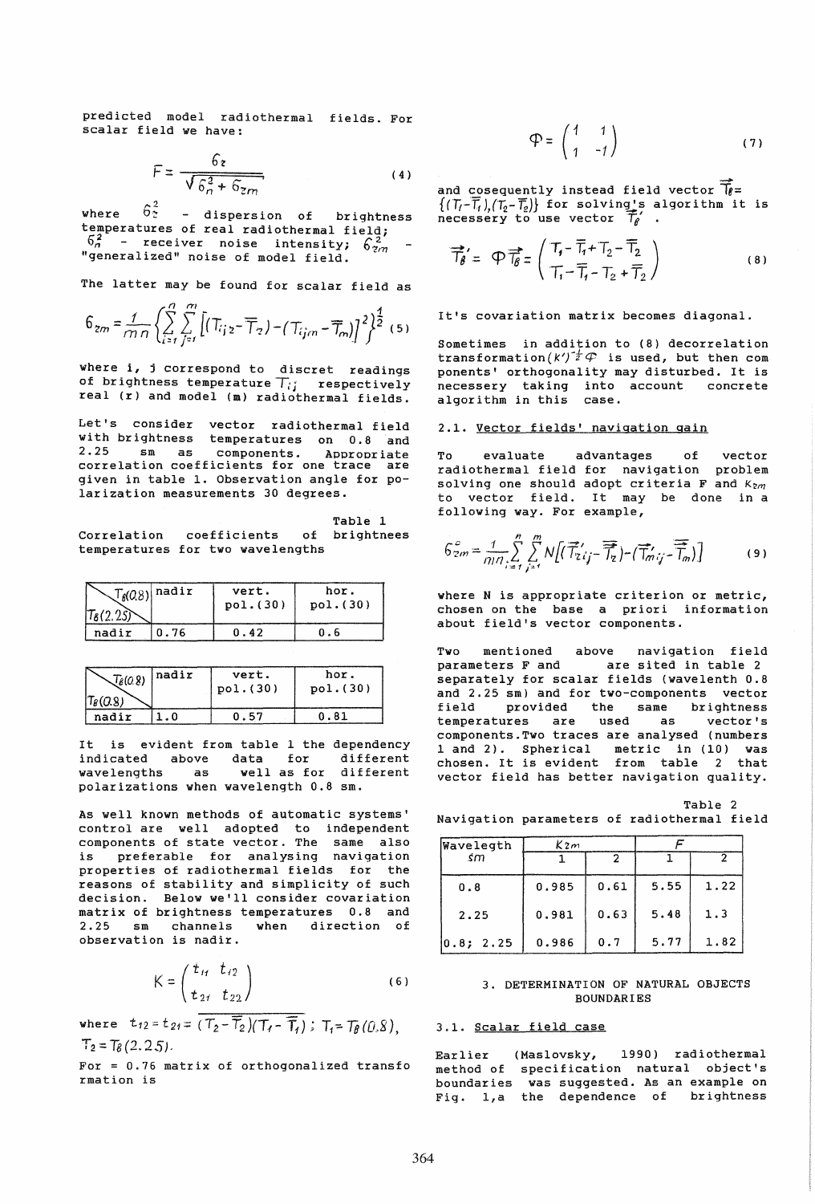predicted model radiothermal fields. For scalar field we have:

$$F = \frac{6_z}{\sqrt{6_n^2 + 6_{zm}}} \tag{4}$$

where $6_z^2$ - dispersion of brightness temperatures of real radiothermal field; $6_n^2$ - receiver noise intensity; $6_{zm}^2$ - "generalized" noise of model field.

The latter may be found for scalar field as

$$6_{zm} = \frac{1}{mn}\left\{\sum_{i=1}^{n}\sum_{j=1}^{m}\left[(T_{ijz} - \overline{T}_z) - (T_{ijm} - \overline{T}_m)\right]^2\right\}^{\frac{1}{2}} \tag{5}$$

where i, j correspond to discret readings of brightness temperature $T_{ij}$ respectively real (r) and model (m) radiothermal fields.

Let's consider vector radiothermal field with brightness temperatures on 0.8 and 2.25 sm as components. Appropriate correlation coefficients for one trace are given in table 1. Observation angle for polarization measurements 30 degrees.

Table 1

Correlation coefficients of brightnees temperatures for two wavelengths

| $T_B(0.8)$ \ $T_B(2.25)$ | nadir | vert. pol.(30) | hor. pol.(30) |
|---|---|---|---|
| nadir | 0.76 | 0.42 | 0.6 |

| $T_B(0.8)$ \ $T_B(0.8)$ | nadir | vert. pol.(30) | hor. pol.(30) |
|---|---|---|---|
| nadir | 1.0 | 0.57 | 0.81 |

It is evident from table 1 the dependency indicated above data for different wavelengths as well as for different polarizations when wavelength 0.8 sm.

As well known methods of automatic systems' control are well adopted to independent components of state vector. The same also is preferable for analysing navigation properties of radiothermal fields for the reasons of stability and simplicity of such decision. Below we'll consider covariation matrix of brightness temperatures 0.8 and 2.25 sm channels when direction of observation is nadir.

$$K = \begin{pmatrix} t_{11} & t_{12} \\ t_{21} & t_{22} \end{pmatrix} \tag{6}$$

where $t_{12} = t_{21} = \overline{(T_2 - \overline{T}_2)(T_1 - \overline{T}_1)}$; $T_1 = T_B(0.8)$, $T_2 = T_B(2.25)$.

For = 0.76 matrix of orthogonalized transformation is

$$\Phi = \begin{pmatrix} 1 & 1 \\ 1 & -1 \end{pmatrix} \tag{7}$$

and cosequently instead field vector $\vec{T}_B = \{(T_1 - \overline{T}_1), (T_2 - \overline{T}_2)\}$ for solving's algorithm it is necessery to use vector $\vec{T}_B'$.

$$\vec{T}_B' = \Phi \vec{T}_B = \begin{pmatrix} T_1 - \overline{T}_1 + T_2 - \overline{T}_2 \\ T_1 - \overline{T}_1 - T_2 + \overline{T}_2 \end{pmatrix} \tag{8}$$

It's covariation matrix becomes diagonal.

Sometimes in addition to (8) decorrelation transformation$(K')^{-\frac{1}{2}}\Phi$ is used, but then com ponents' orthogonality may disturbed. It is necessery taking into account concrete algorithm in this case.

### 2.1. Vector fields' navigation gain

To evaluate advantages of vector radiothermal field for navigation problem solving one should adopt criteria F and $K_{zm}$ to vector field. It may be done in a following way. For example,

$$6_{zm}^{c} = \frac{1}{mn}\sum_{i=1}^{n}\sum_{j=1}^{m} N\left[(\vec{T}_{zij}' - \vec{\overline{T}}_z) - (\vec{T}_{mij}' - \vec{\overline{T}}_m)\right] \tag{9}$$

where N is appropriate criterion or metric, chosen on the base a priori information about field's vector components.

Two mentioned above navigation field parameters F and are sited in table 2 separately for scalar fields (wavelenth 0.8 and 2.25 sm) and for two-components vector field provided the same brightness temperatures are used as vector's components. Two traces are analysed (numbers 1 and 2). Spherical metric in (10) was chosen. It is evident from table 2 that vector field has better navigation quality.

Table 2

Navigation parameters of radiothermal field

| Wavelegth sm | $K_{zm}$ | | F | |
|---|---|---|---|---|
| | 1 | 2 | 1 | 2 |
| 0.8 | 0.985 | 0.61 | 5.55 | 1.22 |
| 2.25 | 0.981 | 0.63 | 5.48 | 1.3 |
| 0.8; 2.25 | 0.986 | 0.7 | 5.77 | 1.82 |

## 3. DETERMINATION OF NATURAL OBJECTS BOUNDARIES

### 3.1. Scalar field case

Earlier (Maslovsky, 1990) radiothermal method of specification natural object's boundaries was suggested. As an example on Fig. 1,a the dependence of brightness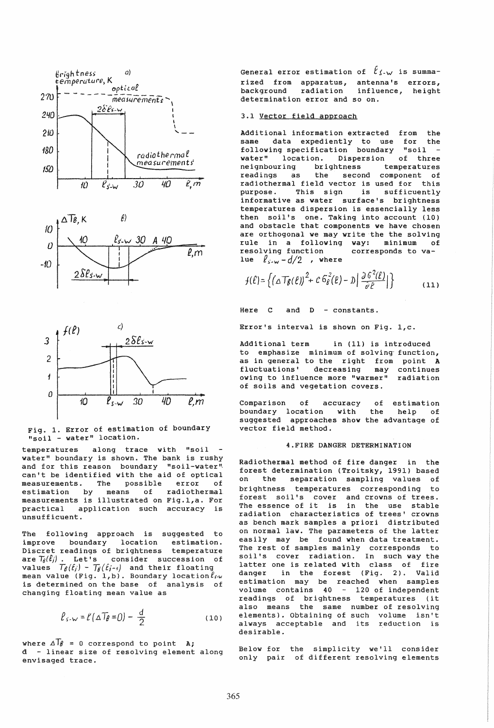Fig. 1. Error of estimation of boundary "soil - water" location.

temperatures along trace with "soil - water" boundary is shown. The bank is rushy and for this reason boundary "soil-water" can't be identified with the aid of optical measurements. The possible error of estimation by means of radiothermal measurements is illustrated on Fig.1,a. For practical application such accuracy is unsufficuent.

The following approach is suggested to improve boundary location estimation. Discret readings of brightness temperature are $T_B(\ell_j)$. Let's consider succession of values $T_B(\ell_j) - T_B(\ell_{j-1})$ and their floating mean value (Fig. 1,b). Boundary location $\ell_{s-w}$ is determined on the base of analysis of changing floating mean value as

$$\ell_{s-w} = \ell(\Delta T_B = 0) - \frac{d}{2} \tag{10}$$

where $\Delta T_B = 0$ correspond to point A;
d - linear size of resolving element along envisaged trace.

General error estimation of $\ell_{s-w}$ is summarized from apparatus, antenna's errors, background radiation influence, height determination error and so on.

### 3.1 Vector field approach

Additional information extracted from the same data expediently to use for the following specification boundary "soil - water" location. Dispersion of three neignbouring brightness temperatures readings as the second component of radiothermal field vector is used for this purpose. This sign is sufficuently informative as water surface's brightness temperatures dispersion is essencially less then soil's one. Taking into account (10) and obstacle that components we have chosen are orthogonal we may write the the solving rule in a following way: minimum of resolving function corresponds to value $\ell_{s-w} - d/2$, where

$$f(\ell) = \left\{ (\Delta T_B(\ell))^2 + C\,\sigma_B^2(\ell) - D \left| \frac{\partial \sigma^2(\ell)}{\partial \ell} \right| \right\} \tag{11}$$

Here C and D - constants.

Error's interval is shown on Fig. 1,c.

Additional term in (11) is introduced to emphasize minimum of solving function, as in general to the right from point A fluctuations' decreasing may continues owing to influence more "warmer" radiation of soils and vegetation covers.

Comparison of accuracy of estimation boundary location with the help of suggested approaches show the advantage of vector field method.

## 4. FIRE DANGER DETERMINATION

Radiothermal method of fire danger in the forest determination (Troitsky, 1991) based on the separation sampling values of brightness temperatures corresponding to forest soil's cover and crowns of trees. The essence of it is in the use stable radiation characteristics of trees' crowns as bench mark samples a priori distributed on normal law. The parameters of the latter easily may be found when data treatment. The rest of samples mainly corresponds to soil's cover radiation. In such way the latter one is related with class of fire danger in the forest (Fig. 2). Valid estimation may be reached when samples volume contains 40 - 120 of independent readings of brightness temperatures (it also means the same number of resolving elements). Obtaining of such volume isn't always acceptable and its reduction is desirable.

Below for the simplicity we'll consider only pair of different resolving elements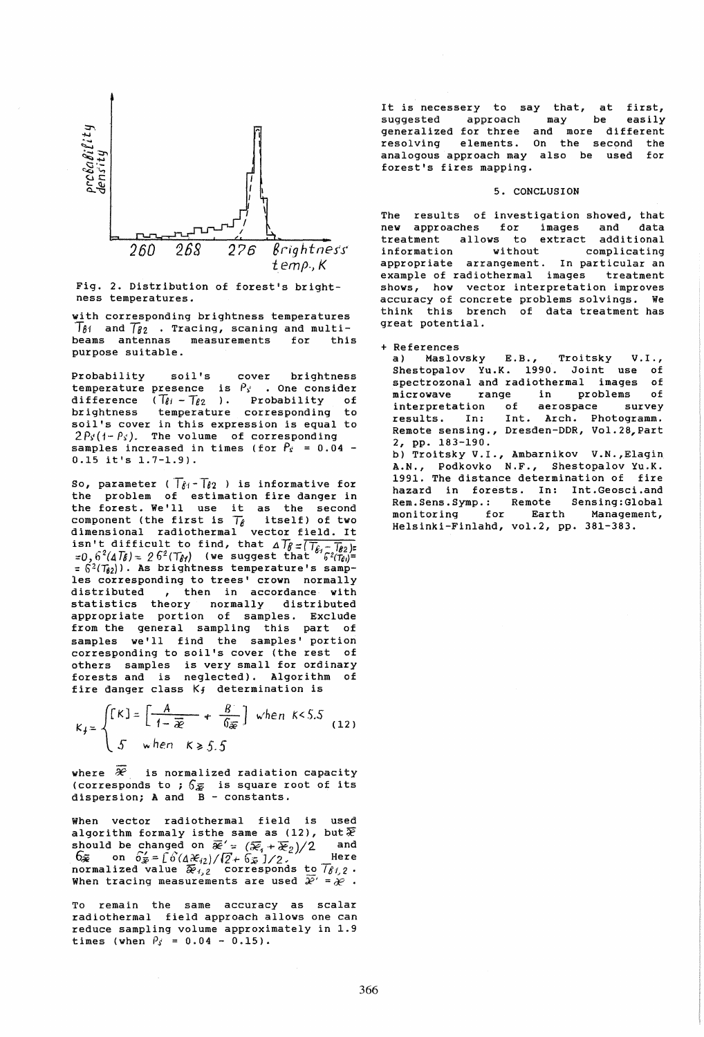probability density

260 268 276 Brightness temp., K

Fig. 2. Distribution of forest's brightness temperatures.

with corresponding brightness temperatures $T_{B1}$ and $T_{B2}$. Tracing, scaning and multibeams antennas measurements for this purpose suitable.

Probability soil's cover brightness temperature presence is $P_s$. One consider difference ($T_{B1} - T_{B2}$). Probability of brightness temperature corresponding to soil's cover in this expression is equal to $2P_s(1-P_s)$. The volume of corresponding samples increased in times (for $P_s$ = 0.04 - 0.15 it's 1.7-1.9).

So, parameter ($T_{B1} - T_{B2}$) is informative for the problem of estimation fire danger in the forest. We'll use it as the second component (the first is $T_B$ itself) of two dimensional radiothermal vector field. It isn't difficult to find, that $\Delta T_B = \overline{(T_{B1} - T_{B2})} = 0$, $\sigma^2(\Delta T_B) = 2\sigma^2(T_{B1})$ (we suggest that $\sigma^2(T_{B1}) = \sigma^2(T_{B2})$). As brightness temperature's samples corresponding to trees' crown normally distributed , then in accordance with statistics theory normally distributed appropriate portion of samples. Exclude from the general sampling this part of samples we'll find the samples' portion corresponding to soil's cover (the rest of others samples is very small for ordinary forests and is neglected). Algorithm of fire danger class $K_f$ determination is

$$K_f = \begin{cases} [K] = \left[\frac{A}{1-\overline{\varkappa}} + \frac{B}{\sigma_{\varkappa}}\right] & \text{when } K < 5.5 \\ 5 & \text{when } K \geq 5.5 \end{cases} \quad (12)$$

where $\overline{\varkappa}$ is normalized radiation capacity (corresponds to ; $\sigma_{\varkappa}$ is square root of its dispersion; A and B - constants.

When vector radiothermal field is used algorithm formaly isthe same as (12), but $\overline{\varkappa}$ should be changed on $\overline{\varkappa}' = (\overline{\varkappa}_1 + \overline{\varkappa}_2)/2$ and $\sigma_{\varkappa}$ on $\sigma'_{\varkappa} = [\sigma(\Delta\varkappa_{12})/\sqrt{2} + \sigma_{\varkappa}]/2$. Here normalized value $\overline{\varkappa}_{1,2}$ corresponds to $T_{B1,2}$. When tracing measurements are used $\overline{\varkappa}' = \varkappa$.

To remain the same accuracy as scalar radiothermal field approach allows one can reduce sampling volume approximately in 1.9 times (when $P_s$ = 0.04 - 0.15).

It is necessery to say that, at first, suggested approach may be easily generalized for three and more different resolving elements. On the second the analogous approach may also be used for forest's fires mapping.

## 5. CONCLUSION

The results of investigation showed, that new approaches for images and data treatment allows to extract additional information without complicating appropriate arrangement. In particular an example of radiothermal images treatment shows, how vector interpretation improves accuracy of concrete problems solvings. We think this brench of data treatment has great potential.

+ References

a) Maslovsky E.B., Troitsky V.I., Shestopalov Yu.K. 1990. Joint use of spectrozonal and radiothermal images of microwave range in problems of interpretation of aerospace survey results. In: Int. Arch. Photogramm. Remote sensing., Dresden-DDR, Vol.28, Part 2, pp. 183-190.

b) Troitsky V.I., Ambarnikov V.N., Elagin A.N., Podkovko N.F., Shestopalov Yu.K. 1991. The distance determination of fire hazard in forests. In: Int.Geosci.and Rem.Sens.Symp.: Remote Sensing:Global monitoring for Earth Management, Helsinki-Finlahd, vol.2, pp. 381-383.